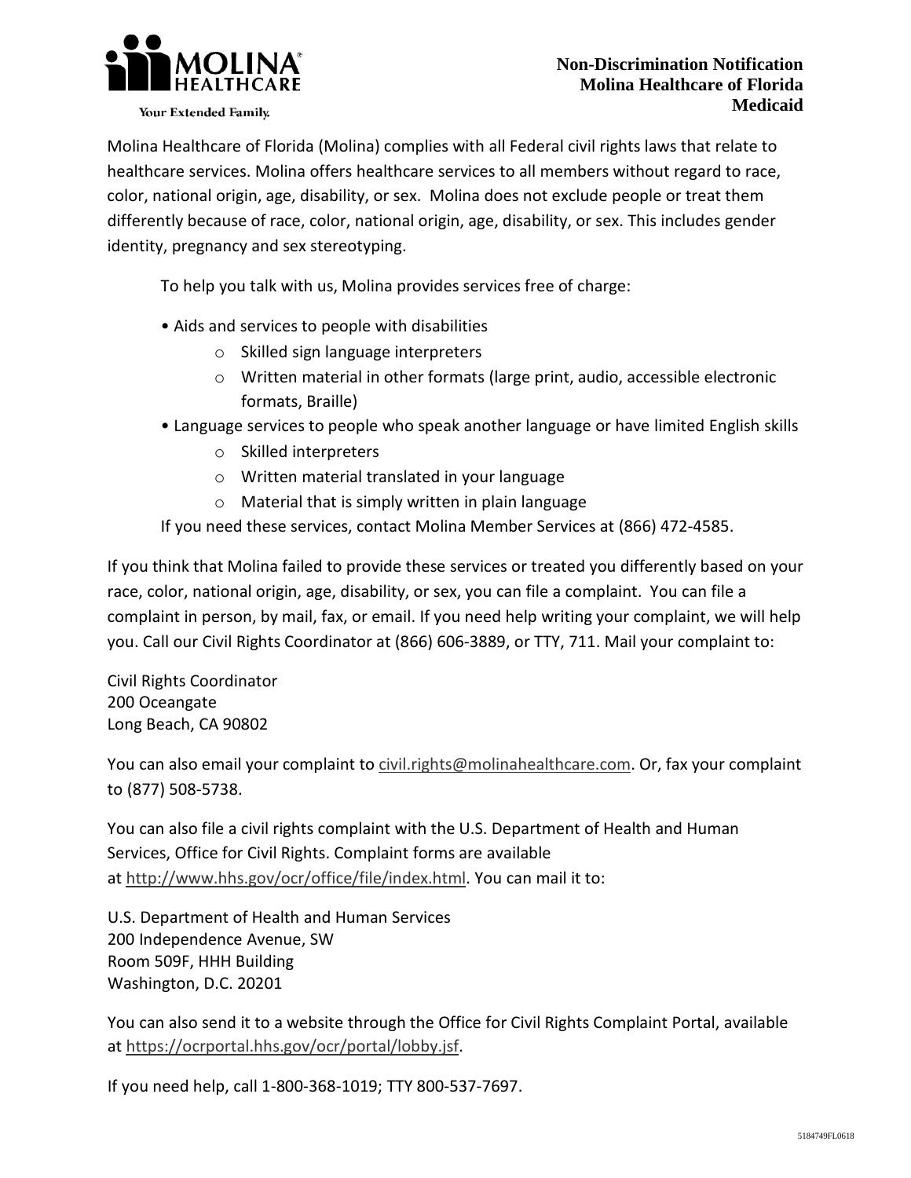MOLINA HEALTHCARE

Your Extended Family.

**Non-Discrimination Notification**
**Molina Healthcare of Florida**
**Medicaid**

Molina Healthcare of Florida (Molina) complies with all Federal civil rights laws that relate to healthcare services. Molina offers healthcare services to all members without regard to race, color, national origin, age, disability, or sex. Molina does not exclude people or treat them differently because of race, color, national origin, age, disability, or sex. This includes gender identity, pregnancy and sex stereotyping.

To help you talk with us, Molina provides services free of charge:

- Aids and services to people with disabilities
  - Skilled sign language interpreters
  - Written material in other formats (large print, audio, accessible electronic formats, Braille)
- Language services to people who speak another language or have limited English skills
  - Skilled interpreters
  - Written material translated in your language
  - Material that is simply written in plain language

If you need these services, contact Molina Member Services at (866) 472-4585.

If you think that Molina failed to provide these services or treated you differently based on your race, color, national origin, age, disability, or sex, you can file a complaint. You can file a complaint in person, by mail, fax, or email. If you need help writing your complaint, we will help you. Call our Civil Rights Coordinator at (866) 606-3889, or TTY, 711. Mail your complaint to:

Civil Rights Coordinator
200 Oceangate
Long Beach, CA 90802

You can also email your complaint to civil.rights@molinahealthcare.com. Or, fax your complaint to (877) 508-5738.

You can also file a civil rights complaint with the U.S. Department of Health and Human Services, Office for Civil Rights. Complaint forms are available at http://www.hhs.gov/ocr/office/file/index.html. You can mail it to:

U.S. Department of Health and Human Services
200 Independence Avenue, SW
Room 509F, HHH Building
Washington, D.C. 20201

You can also send it to a website through the Office for Civil Rights Complaint Portal, available at https://ocrportal.hhs.gov/ocr/portal/lobby.jsf.

If you need help, call 1-800-368-1019; TTY 800-537-7697.

5184749FL0618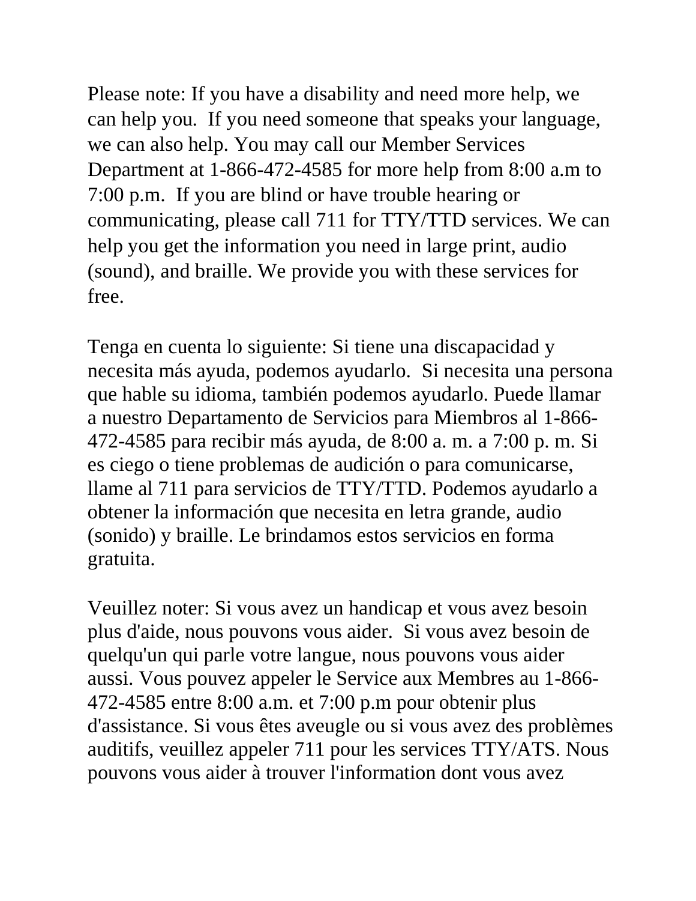Please note: If you have a disability and need more help, we can help you.  If you need someone that speaks your language, we can also help. You may call our Member Services Department at 1-866-472-4585 for more help from 8:00 a.m to 7:00 p.m.  If you are blind or have trouble hearing or communicating, please call 711 for TTY/TTD services. We can help you get the information you need in large print, audio (sound), and braille. We provide you with these services for free.

Tenga en cuenta lo siguiente: Si tiene una discapacidad y necesita más ayuda, podemos ayudarlo.  Si necesita una persona que hable su idioma, también podemos ayudarlo. Puede llamar a nuestro Departamento de Servicios para Miembros al 1-866-472-4585 para recibir más ayuda, de 8:00 a. m. a 7:00 p. m. Si es ciego o tiene problemas de audición o para comunicarse, llame al 711 para servicios de TTY/TTD. Podemos ayudarlo a obtener la información que necesita en letra grande, audio (sonido) y braille. Le brindamos estos servicios en forma gratuita.

Veuillez noter: Si vous avez un handicap et vous avez besoin plus d'aide, nous pouvons vous aider.  Si vous avez besoin de quelqu'un qui parle votre langue, nous pouvons vous aider aussi. Vous pouvez appeler le Service aux Membres au 1-866-472-4585 entre 8:00 a.m. et 7:00 p.m pour obtenir plus d'assistance. Si vous êtes aveugle ou si vous avez des problèmes auditifs, veuillez appeler 711 pour les services TTY/ATS. Nous pouvons vous aider à trouver l'information dont vous avez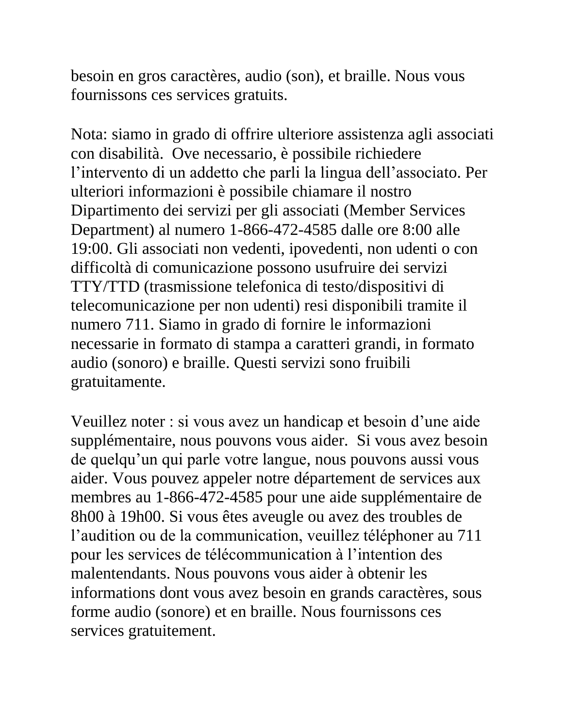besoin en gros caractères, audio (son), et braille. Nous vous fournissons ces services gratuits.

Nota: siamo in grado di offrire ulteriore assistenza agli associati con disabilità.  Ove necessario, è possibile richiedere l’intervento di un addetto che parli la lingua dell’associato. Per ulteriori informazioni è possibile chiamare il nostro Dipartimento dei servizi per gli associati (Member Services Department) al numero 1-866-472-4585 dalle ore 8:00 alle 19:00. Gli associati non vedenti, ipovedenti, non udenti o con difficoltà di comunicazione possono usufruire dei servizi TTY/TTD (trasmissione telefonica di testo/dispositivi di telecomunicazione per non udenti) resi disponibili tramite il numero 711. Siamo in grado di fornire le informazioni necessarie in formato di stampa a caratteri grandi, in formato audio (sonoro) e braille. Questi servizi sono fruibili gratuitamente.

Veuillez noter : si vous avez un handicap et besoin d’une aide supplémentaire, nous pouvons vous aider.  Si vous avez besoin de quelqu’un qui parle votre langue, nous pouvons aussi vous aider. Vous pouvez appeler notre département de services aux membres au 1-866-472-4585 pour une aide supplémentaire de 8h00 à 19h00. Si vous êtes aveugle ou avez des troubles de l’audition ou de la communication, veuillez téléphoner au 711 pour les services de télécommunication à l’intention des malentendants. Nous pouvons vous aider à obtenir les informations dont vous avez besoin en grands caractères, sous forme audio (sonore) et en braille. Nous fournissons ces services gratuitement.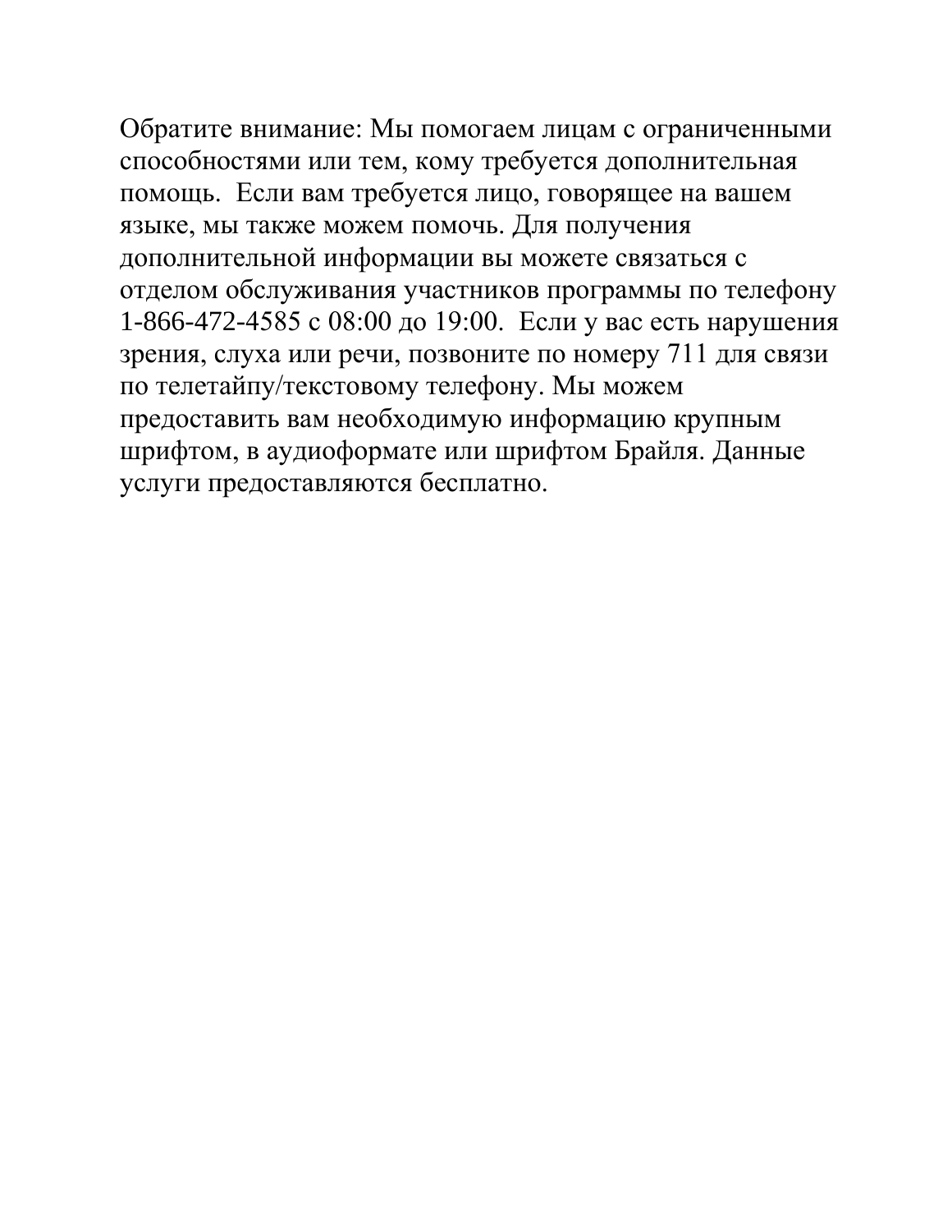Обратите внимание: Мы помогаем лицам с ограниченными способностями или тем, кому требуется дополнительная помощь. Если вам требуется лицо, говорящее на вашем языке, мы также можем помочь. Для получения дополнительной информации вы можете связаться с отделом обслуживания участников программы по телефону 1-866-472-4585 с 08:00 до 19:00. Если у вас есть нарушения зрения, слуха или речи, позвоните по номеру 711 для связи по телетайпу/текстовому телефону. Мы можем предоставить вам необходимую информацию крупным шрифтом, в аудиоформате или шрифтом Брайля. Данные услуги предоставляются бесплатно.